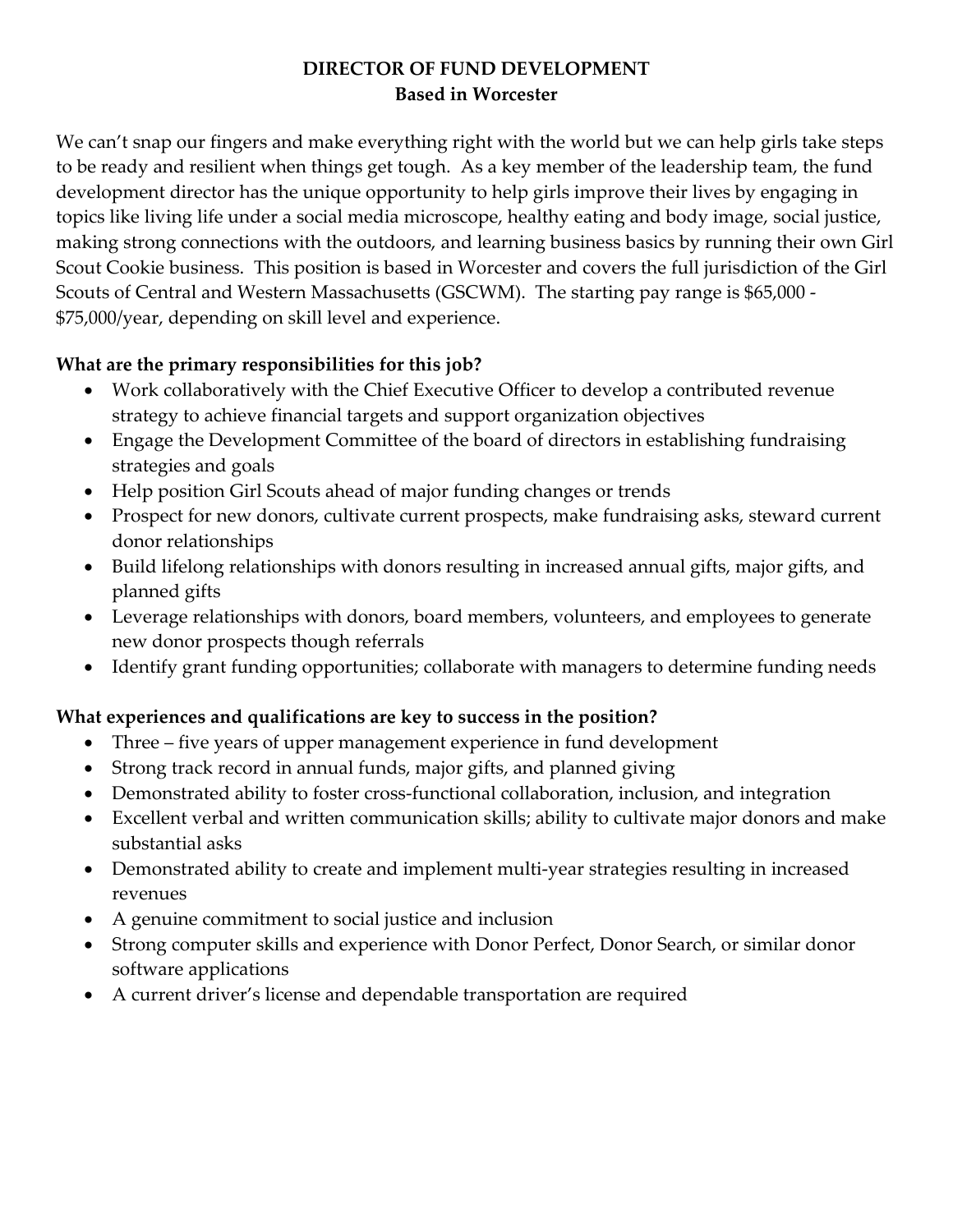# DIRECTOR OF FUND DEVELOPMENT
## Based in Worcester

We can't snap our fingers and make everything right with the world but we can help girls take steps to be ready and resilient when things get tough. As a key member of the leadership team, the fund development director has the unique opportunity to help girls improve their lives by engaging in topics like living life under a social media microscope, healthy eating and body image, social justice, making strong connections with the outdoors, and learning business basics by running their own Girl Scout Cookie business. This position is based in Worcester and covers the full jurisdiction of the Girl Scouts of Central and Western Massachusetts (GSCWM). The starting pay range is $65,000 - $75,000/year, depending on skill level and experience.

**What are the primary responsibilities for this job?**

- Work collaboratively with the Chief Executive Officer to develop a contributed revenue strategy to achieve financial targets and support organization objectives
- Engage the Development Committee of the board of directors in establishing fundraising strategies and goals
- Help position Girl Scouts ahead of major funding changes or trends
- Prospect for new donors, cultivate current prospects, make fundraising asks, steward current donor relationships
- Build lifelong relationships with donors resulting in increased annual gifts, major gifts, and planned gifts
- Leverage relationships with donors, board members, volunteers, and employees to generate new donor prospects though referrals
- Identify grant funding opportunities; collaborate with managers to determine funding needs

**What experiences and qualifications are key to success in the position?**

- Three – five years of upper management experience in fund development
- Strong track record in annual funds, major gifts, and planned giving
- Demonstrated ability to foster cross-functional collaboration, inclusion, and integration
- Excellent verbal and written communication skills; ability to cultivate major donors and make substantial asks
- Demonstrated ability to create and implement multi-year strategies resulting in increased revenues
- A genuine commitment to social justice and inclusion
- Strong computer skills and experience with Donor Perfect, Donor Search, or similar donor software applications
- A current driver's license and dependable transportation are required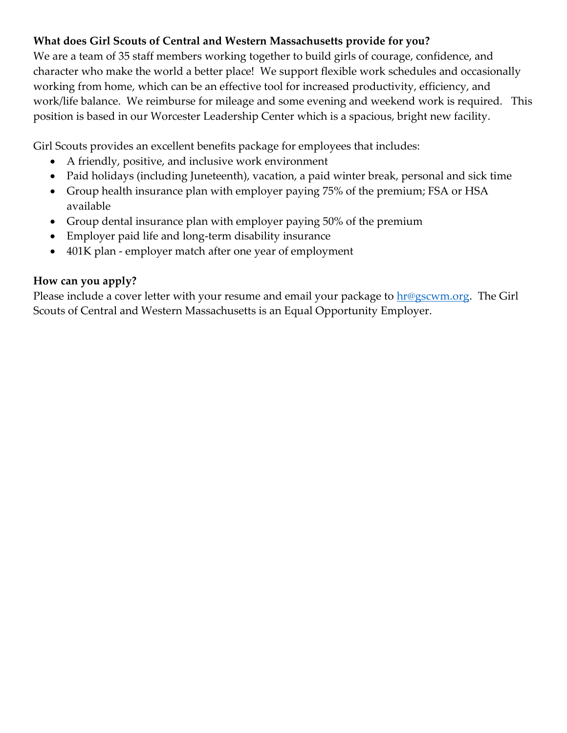**What does Girl Scouts of Central and Western Massachusetts provide for you?**

We are a team of 35 staff members working together to build girls of courage, confidence, and character who make the world a better place! We support flexible work schedules and occasionally working from home, which can be an effective tool for increased productivity, efficiency, and work/life balance. We reimburse for mileage and some evening and weekend work is required. This position is based in our Worcester Leadership Center which is a spacious, bright new facility.

Girl Scouts provides an excellent benefits package for employees that includes:

- A friendly, positive, and inclusive work environment
- Paid holidays (including Juneteenth), vacation, a paid winter break, personal and sick time
- Group health insurance plan with employer paying 75% of the premium; FSA or HSA available
- Group dental insurance plan with employer paying 50% of the premium
- Employer paid life and long-term disability insurance
- 401K plan - employer match after one year of employment

**How can you apply?**

Please include a cover letter with your resume and email your package to [hr@gscwm.org](mailto:hr@gscwm.org). The Girl Scouts of Central and Western Massachusetts is an Equal Opportunity Employer.